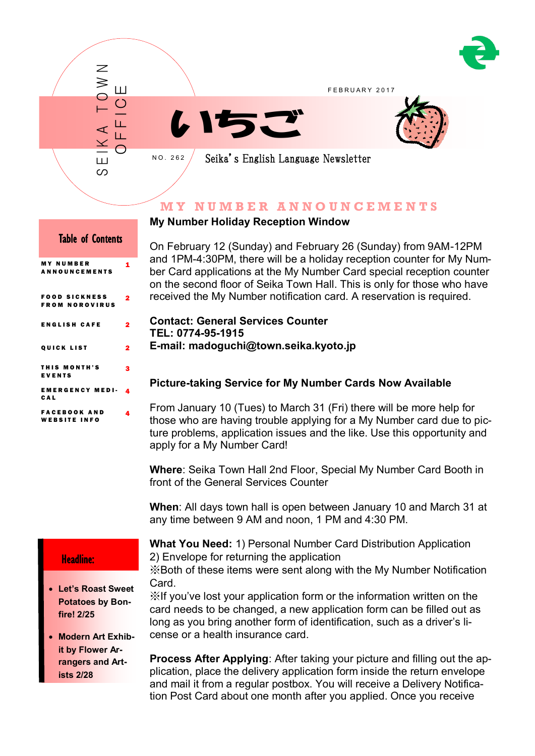SEIKA TOWN OFFICE

FEBRUARY 2017

# いちご

NO. 262

Seika's English Language Newsletter

## Table of Contents

| | |
|---|---|
| MY NUMBER ANNOUNCEMENTS | 1 |
| FOOD SICKNESS FROM NOROVIRUS | 2 |
| ENGLISH CAFE | 2 |
| QUICK LIST | 2 |
| THIS MONTH'S EVENTS | 3 |
| EMERGENCY MEDICAL | 4 |
| FACEBOOK AND WEBSITE INFO | 4 |

## Headline:

- **Let's Roast Sweet Potatoes by Bonfire! 2/25**
- **Modern Art Exhibit by Flower Arrangers and Artists 2/28**

## MY NUMBER ANNOUNCEMENTS

### My Number Holiday Reception Window

On February 12 (Sunday) and February 26 (Sunday) from 9AM-12PM and 1PM-4:30PM, there will be a holiday reception counter for My Number Card applications at the My Number Card special reception counter on the second floor of Seika Town Hall. This is only for those who have received the My Number notification card. A reservation is required.

**Contact: General Services Counter**
**TEL: 0774-95-1915**
**E-mail: madoguchi@town.seika.kyoto.jp**

### Picture-taking Service for My Number Cards Now Available

From January 10 (Tues) to March 31 (Fri) there will be more help for those who are having trouble applying for a My Number card due to picture problems, application issues and the like. Use this opportunity and apply for a My Number Card!

**Where**: Seika Town Hall 2nd Floor, Special My Number Card Booth in front of the General Services Counter

**When**: All days town hall is open between January 10 and March 31 at any time between 9 AM and noon, 1 PM and 4:30 PM.

**What You Need:** 1) Personal Number Card Distribution Application
2) Envelope for returning the application
※Both of these items were sent along with the My Number Notification Card.
※If you've lost your application form or the information written on the card needs to be changed, a new application form can be filled out as long as you bring another form of identification, such as a driver's license or a health insurance card.

**Process After Applying**: After taking your picture and filling out the application, place the delivery application form inside the return envelope and mail it from a regular postbox. You will receive a Delivery Notification Post Card about one month after you applied. Once you receive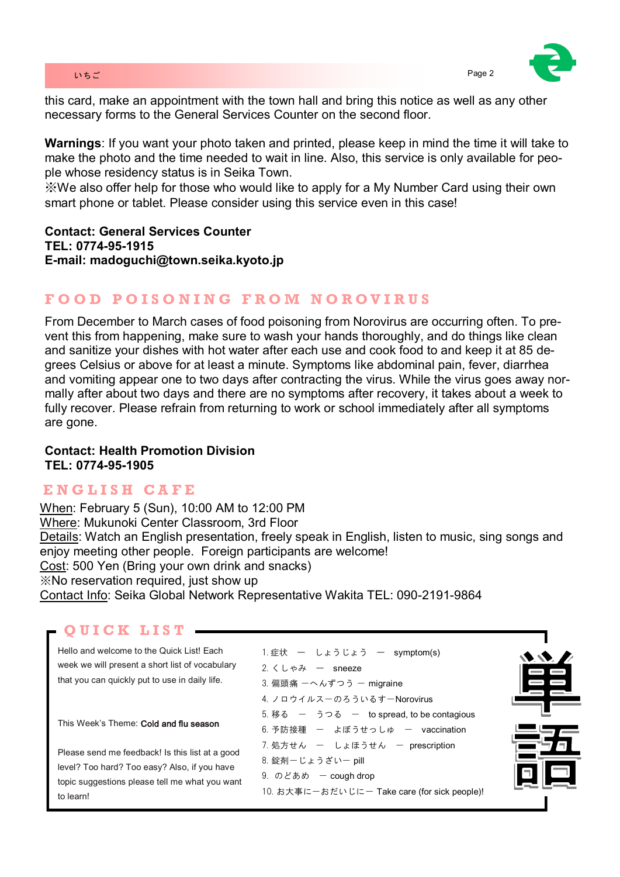this card, make an appointment with the town hall and bring this notice as well as any other necessary forms to the General Services Counter on the second floor.

**Warnings**: If you want your photo taken and printed, please keep in mind the time it will take to make the photo and the time needed to wait in line. Also, this service is only available for people whose residency status is in Seika Town.
※We also offer help for those who would like to apply for a My Number Card using their own smart phone or tablet. Please consider using this service even in this case!

**Contact: General Services Counter**
**TEL: 0774-95-1915**
**E-mail: madoguchi@town.seika.kyoto.jp**

## FOOD POISONING FROM NOROVIRUS

From December to March cases of food poisoning from Norovirus are occurring often. To prevent this from happening, make sure to wash your hands thoroughly, and do things like clean and sanitize your dishes with hot water after each use and cook food to and keep it at 85 degrees Celsius or above for at least a minute. Symptoms like abdominal pain, fever, diarrhea and vomiting appear one to two days after contracting the virus. While the virus goes away normally after about two days and there are no symptoms after recovery, it takes about a week to fully recover. Please refrain from returning to work or school immediately after all symptoms are gone.

**Contact: Health Promotion Division**
**TEL: 0774-95-1905**

## ENGLISH CAFE

When: February 5 (Sun), 10:00 AM to 12:00 PM
Where: Mukunoki Center Classroom, 3rd Floor
Details: Watch an English presentation, freely speak in English, listen to music, sing songs and enjoy meeting other people. Foreign participants are welcome!
Cost: 500 Yen (Bring your own drink and snacks)
※No reservation required, just show up
Contact Info: Seika Global Network Representative Wakita TEL: 090-2191-9864

## QUICK LIST

Hello and welcome to the Quick List! Each week we will present a short list of vocabulary that you can quickly put to use in daily life.

This Week's Theme: **Cold and flu season**

Please send me feedback! Is this list at a good level? Too hard? Too easy? Also, if you have topic suggestions please tell me what you want to learn!

1. 症状 — しょうじょう — symptom(s)
2. くしゃみ — sneeze
3. 偏頭痛 —へんずつう — migraine
4. ノロウイルスーのろういるすーNorovirus
5. 移る — うつる — to spread, to be contagious
6. 予防接種 — よぼうせっしゅ — vaccination
7. 処方せん — しょほうせん — prescription
8. 錠剤ーじょうざいー pill
9. のどあめ — cough drop
10. お大事にーおだいじにー Take care (for sick people)!

単語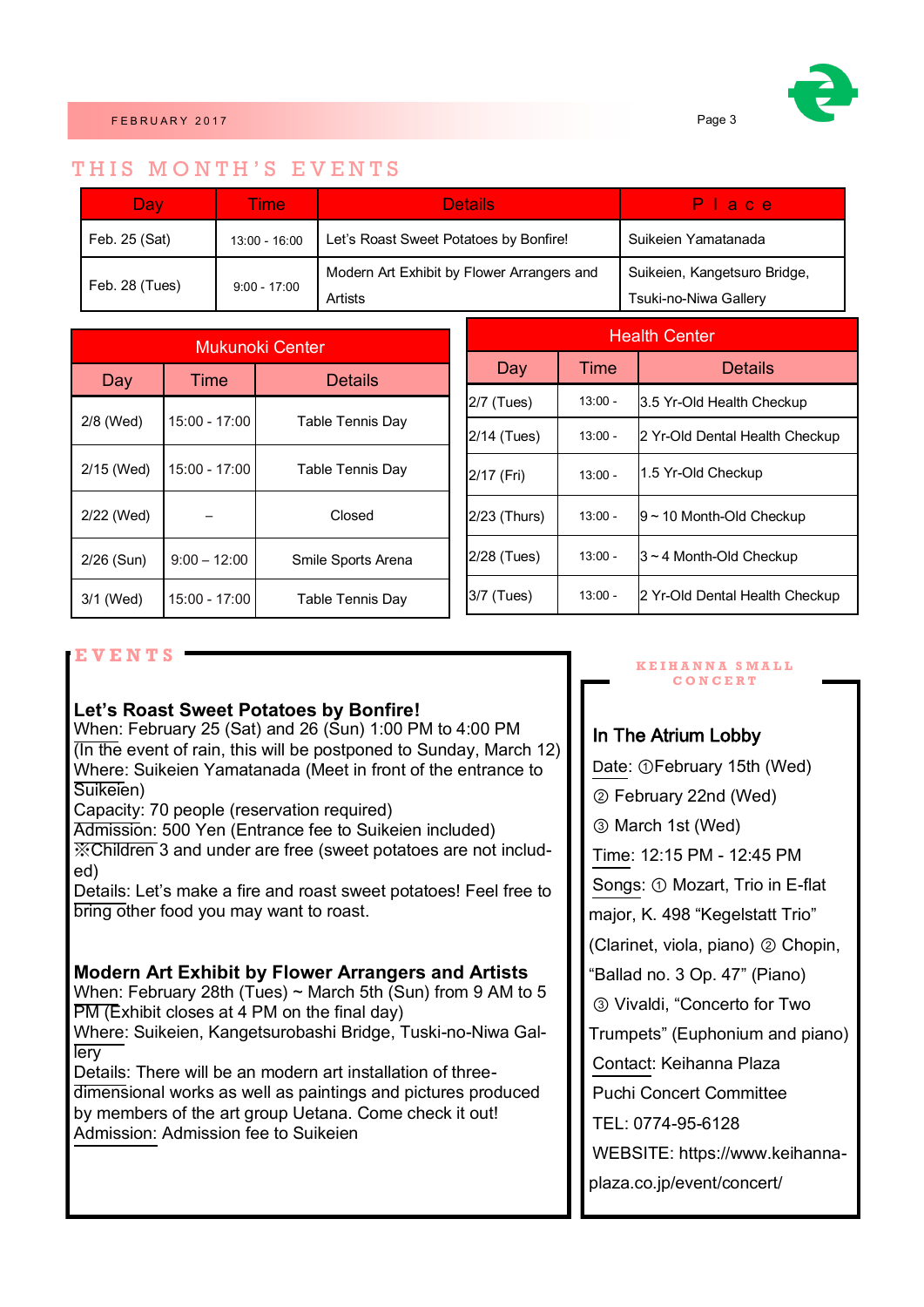## THIS MONTH'S EVENTS

| Day | Time | Details | Place |
|---|---|---|---|
| Feb. 25 (Sat) | 13:00 - 16:00 | Let's Roast Sweet Potatoes by Bonfire! | Suikeien Yamatanada |
| Feb. 28 (Tues) | 9:00 - 17:00 | Modern Art Exhibit by Flower Arrangers and Artists | Suikeien, Kangetsuro Bridge, Tsuki-no-Niwa Gallery |

### Mukunoki Center

| Day | Time | Details |
|---|---|---|
| 2/8 (Wed) | 15:00 - 17:00 | Table Tennis Day |
| 2/15 (Wed) | 15:00 - 17:00 | Table Tennis Day |
| 2/22 (Wed) | – | Closed |
| 2/26 (Sun) | 9:00 – 12:00 | Smile Sports Arena |
| 3/1 (Wed) | 15:00 - 17:00 | Table Tennis Day |

### Health Center

| Day | Time | Details |
|---|---|---|
| 2/7 (Tues) | 13:00 - | 3.5 Yr-Old Health Checkup |
| 2/14 (Tues) | 13:00 - | 2 Yr-Old Dental Health Checkup |
| 2/17 (Fri) | 13:00 - | 1.5 Yr-Old Checkup |
| 2/23 (Thurs) | 13:00 - | 9 ~ 10 Month-Old Checkup |
| 2/28 (Tues) | 13:00 - | 3 ~ 4 Month-Old Checkup |
| 3/7 (Tues) | 13:00 - | 2 Yr-Old Dental Health Checkup |

## EVENTS

### Let's Roast Sweet Potatoes by Bonfire!

When: February 25 (Sat) and 26 (Sun) 1:00 PM to 4:00 PM
(In the event of rain, this will be postponed to Sunday, March 12)
Where: Suikeien Yamatanada (Meet in front of the entrance to Suikeien)
Capacity: 70 people (reservation required)
Admission: 500 Yen (Entrance fee to Suikeien included)
※Children 3 and under are free (sweet potatoes are not included)
Details: Let's make a fire and roast sweet potatoes! Feel free to bring other food you may want to roast.

### Modern Art Exhibit by Flower Arrangers and Artists

When: February 28th (Tues) ~ March 5th (Sun) from 9 AM to 5 PM (Exhibit closes at 4 PM on the final day)
Where: Suikeien, Kangetsurobashi Bridge, Tuski-no-Niwa Gallery
Details: There will be an modern art installation of three-dimensional works as well as paintings and pictures produced by members of the art group Uetana. Come check it out!
Admission: Admission fee to Suikeien

## KEIHANNA SMALL CONCERT

### In The Atrium Lobby

Date: ①February 15th (Wed)
② February 22nd (Wed)
③ March 1st (Wed)
Time: 12:15 PM - 12:45 PM
Songs: ① Mozart, Trio in E-flat major, K. 498 "Kegelstatt Trio" (Clarinet, viola, piano) ② Chopin, "Ballad no. 3 Op. 47" (Piano) ③ Vivaldi, "Concerto for Two Trumpets" (Euphonium and piano)
Contact: Keihanna Plaza Puchi Concert Committee
TEL: 0774-95-6128
WEBSITE: https://www.keihanna-plaza.co.jp/event/concert/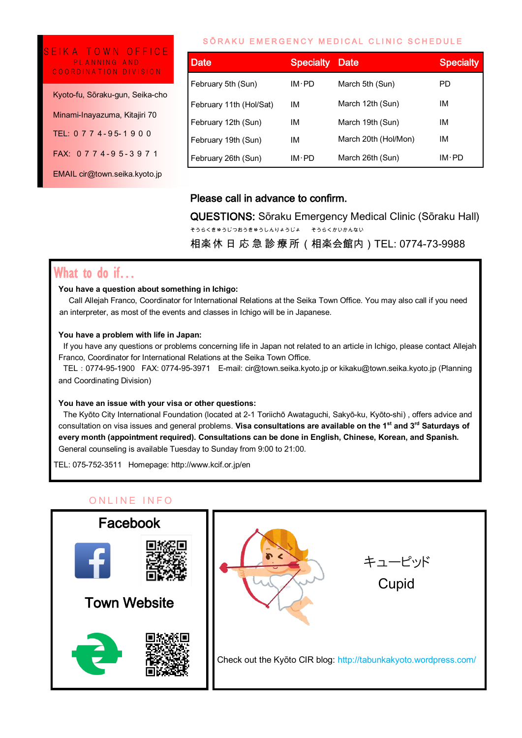## SEIKA TOWN OFFICE

PLANNING AND COORDINATION DIVISION

Kyoto-fu, Sōraku-gun, Seika-cho

Minami-Inayazuma, Kitajiri 70

TEL: 0 7 7 4 - 9 5 - 1 9 0 0

FAX: 0 7 7 4 - 9 5 - 3 9 7 1

EMAIL cir@town.seika.kyoto.jp

## SŌRAKU EMERGENCY MEDICAL CLINIC SCHEDULE

| Date | Specialty | Date | Specialty |
|---|---|---|---|
| February 5th (Sun) | IM･PD | March 5th (Sun) | PD |
| February 11th (Hol/Sat) | IM | March 12th (Sun) | IM |
| February 12th (Sun) | IM | March 19th (Sun) | IM |
| February 19th (Sun) | IM | March 20th (Hol/Mon) | IM |
| February 26th (Sun) | IM･PD | March 26th (Sun) | IM･PD |

Please call in advance to confirm.

**QUESTIONS:** Sōraku Emergency Medical Clinic (Sōraku Hall)

相楽休日応急診療所（相楽会館内）TEL: 0774-73-9988

## What to do if…

**You have a question about something in Ichigo:**

Call Allejah Franco, Coordinator for International Relations at the Seika Town Office. You may also call if you need an interpreter, as most of the events and classes in Ichigo will be in Japanese.

**You have a problem with life in Japan:**

If you have any questions or problems concerning life in Japan not related to an article in Ichigo, please contact Allejah Franco, Coordinator for International Relations at the Seika Town Office.

TEL：0774-95-1900 FAX: 0774-95-3971 E-mail: cir@town.seika.kyoto.jp or kikaku@town.seika.kyoto.jp (Planning and Coordinating Division)

**You have an issue with your visa or other questions:**

The Kyōto City International Foundation (located at 2-1 Toriichō Awataguchi, Sakyō-ku, Kyōto-shi) , offers advice and consultation on visa issues and general problems. **Visa consultations are available on the 1st and 3rd Saturdays of every month (appointment required). Consultations can be done in English, Chinese, Korean, and Spanish.** General counseling is available Tuesday to Sunday from 9:00 to 21:00.

TEL: 075-752-3511 Homepage: http://www.kcif.or.jp/en

## ONLINE INFO

Facebook

Town Website

キューピッド

Cupid

Check out the Kyōto CIR blog: http://tabunkakyoto.wordpress.com/